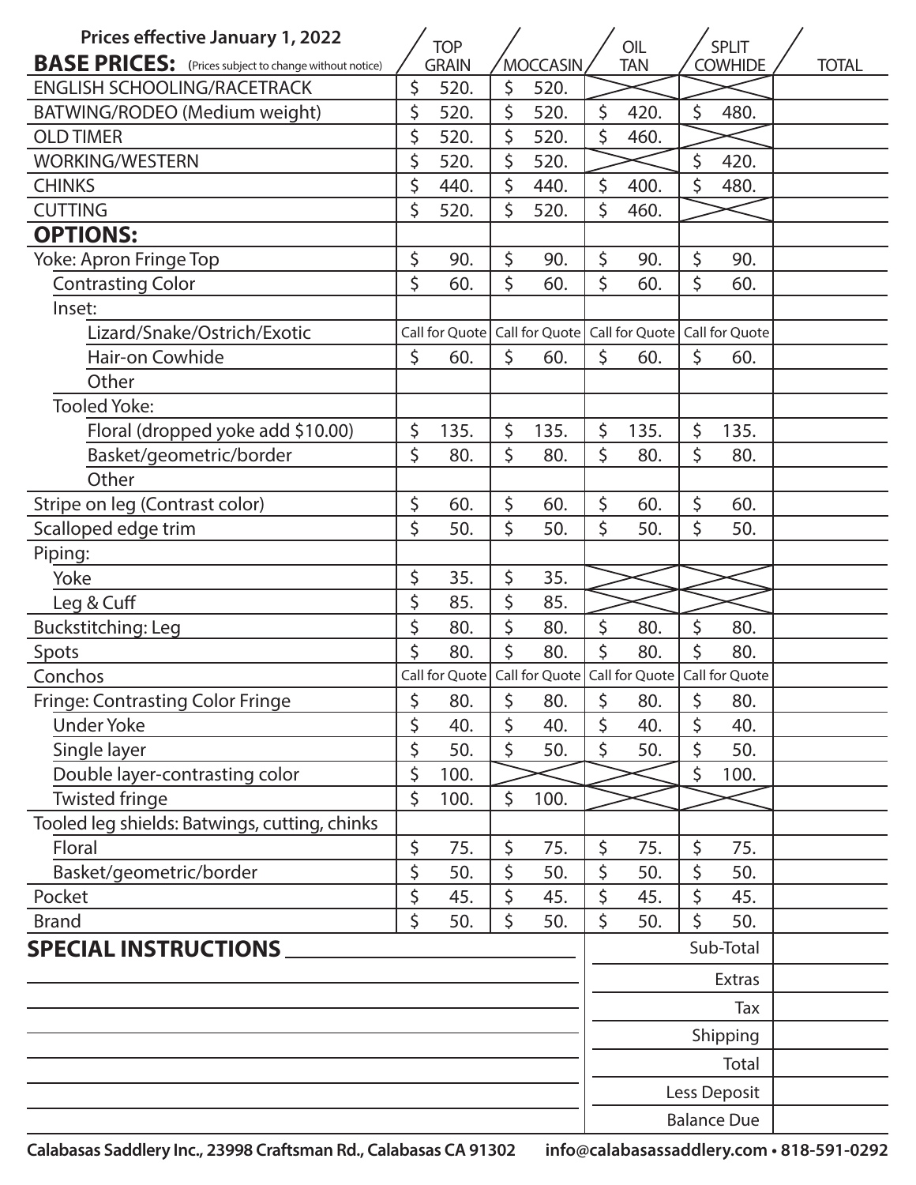| Prices effective January 1, 2022<br>**BASE PRICES:** (Prices subject to change without notice) | TOP GRAIN | MOCCASIN | OIL TAN | SPLIT COWHIDE | TOTAL |
|---|---|---|---|---|---|
| ENGLISH SCHOOLING/RACETRACK | $ 520. | $ 520. | | | |
| BATWING/RODEO (Medium weight) | $ 520. | $ 520. | $ 420. | $ 480. | |
| OLD TIMER | $ 520. | $ 520. | $ 460. | | |
| WORKING/WESTERN | $ 520. | $ 520. | | $ 420. | |
| CHINKS | $ 440. | $ 440. | $ 400. | $ 480. | |
| CUTTING | $ 520. | $ 520. | $ 460. | | |
| **OPTIONS:** | | | | | |
| Yoke: Apron Fringe Top | $ 90. | $ 90. | $ 90. | $ 90. | |
| Contrasting Color | $ 60. | $ 60. | $ 60. | $ 60. | |
| Inset: | | | | | |
| Lizard/Snake/Ostrich/Exotic | Call for Quote | Call for Quote | Call for Quote | Call for Quote | |
| Hair-on Cowhide | $ 60. | $ 60. | $ 60. | $ 60. | |
| Other | | | | | |
| Tooled Yoke: | | | | | |
| Floral (dropped yoke add $10.00) | $ 135. | $ 135. | $ 135. | $ 135. | |
| Basket/geometric/border | $ 80. | $ 80. | $ 80. | $ 80. | |
| Other | | | | | |
| Stripe on leg (Contrast color) | $ 60. | $ 60. | $ 60. | $ 60. | |
| Scalloped edge trim | $ 50. | $ 50. | $ 50. | $ 50. | |
| Piping: | | | | | |
| Yoke | $ 35. | $ 35. | | | |
| Leg & Cuff | $ 85. | $ 85. | | | |
| Buckstitching: Leg | $ 80. | $ 80. | $ 80. | $ 80. | |
| Spots | $ 80. | $ 80. | $ 80. | $ 80. | |
| Conchos | Call for Quote | Call for Quote | Call for Quote | Call for Quote | |
| Fringe: Contrasting Color Fringe | $ 80. | $ 80. | $ 80. | $ 80. | |
| Under Yoke | $ 40. | $ 40. | $ 40. | $ 40. | |
| Single layer | $ 50. | $ 50. | $ 50. | $ 50. | |
| Double layer-contrasting color | $ 100. | | | $ 100. | |
| Twisted fringe | $ 100. | $ 100. | | | |
| Tooled leg shields: Batwings, cutting, chinks | | | | | |
| Floral | $ 75. | $ 75. | $ 75. | $ 75. | |
| Basket/geometric/border | $ 50. | $ 50. | $ 50. | $ 50. | |
| Pocket | $ 45. | $ 45. | $ 45. | $ 45. | |
| Brand | $ 50. | $ 50. | $ 50. | $ 50. | |

**SPECIAL INSTRUCTIONS** ______________________

| | |
|---|---|
| Sub-Total | |
| Extras | |
| Tax | |
| Shipping | |
| Total | |
| Less Deposit | |
| Balance Due | |

**Calabasas Saddlery Inc., 23998 Craftsman Rd., Calabasas CA 91302 info@calabasassaddlery.com • 818-591-0292**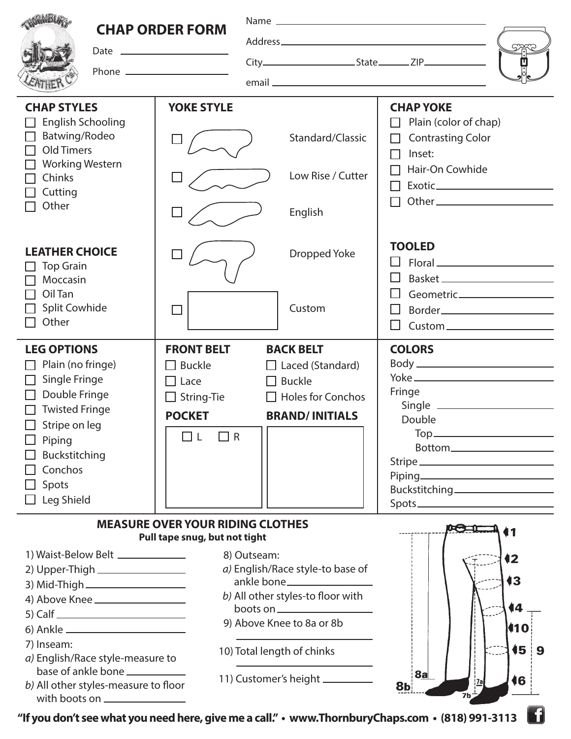# CHAP ORDER FORM

Date ____________________

Phone ____________________

Name ____________________

Address ____________________

City ____________ State ______ ZIP ________

email ____________________

## CHAP STYLES

- ☐ English Schooling
- ☐ Batwing/Rodeo
- ☐ Old Timers
- ☐ Working Western
- ☐ Chinks
- ☐ Cutting
- ☐ Other

## LEATHER CHOICE

- ☐ Top Grain
- ☐ Moccasin
- ☐ Oil Tan
- ☐ Split Cowhide
- ☐ Other

## YOKE STYLE

- ☐ Standard/Classic
- ☐ Low Rise / Cutter
- ☐ English
- ☐ Dropped Yoke
- ☐ Custom

## CHAP YOKE

- ☐ Plain (color of chap)
- ☐ Contrasting Color
- ☐ Inset:
- ☐ Hair-On Cowhide
- ☐ Exotic ____________
- ☐ Other ____________

## TOOLED

- ☐ Floral ____________
- ☐ Basket ____________
- ☐ Geometric ____________
- ☐ Border ____________
- ☐ Custom ____________

## LEG OPTIONS

- ☐ Plain (no fringe)
- ☐ Single Fringe
- ☐ Double Fringe
- ☐ Twisted Fringe
- ☐ Stripe on leg
- ☐ Piping
- ☐ Buckstitching
- ☐ Conchos
- ☐ Spots
- ☐ Leg Shield

## FRONT BELT

- ☐ Buckle
- ☐ Lace
- ☐ String-Tie

## BACK BELT

- ☐ Laced (Standard)
- ☐ Buckle
- ☐ Holes for Conchos

## POCKET

☐ L ☐ R

## BRAND/ INITIALS

## COLORS

Body ____________

Yoke ____________

Fringe

Single ____________

Double

Top ____________

Bottom ____________

Stripe ____________

Piping ____________

Buckstitching ____________

Spots ____________

## MEASURE OVER YOUR RIDING CLOTHES

**Pull tape snug, but not tight**

1) Waist-Below Belt ____________

2) Upper-Thigh ____________

3) Mid-Thigh ____________

4) Above Knee ____________

5) Calf ____________

6) Ankle ____________

7) Inseam:

*a)* English/Race style-measure to base of ankle bone ____________

*b)* All other styles-measure to floor with boots on ____________

8) Outseam:

*a)* English/Race style-to base of ankle bone ____________

*b)* All other styles-to floor with boots on ____________

9) Above Knee to 8a or 8b ____________

10) Total length of chinks ____________

11) Customer's height ____________

1
2
3
4
10
5
9
6
8a
8b
7a
7b

**"If you don't see what you need here, give me a call." • www.ThornburyChaps.com • (818) 991-3113**